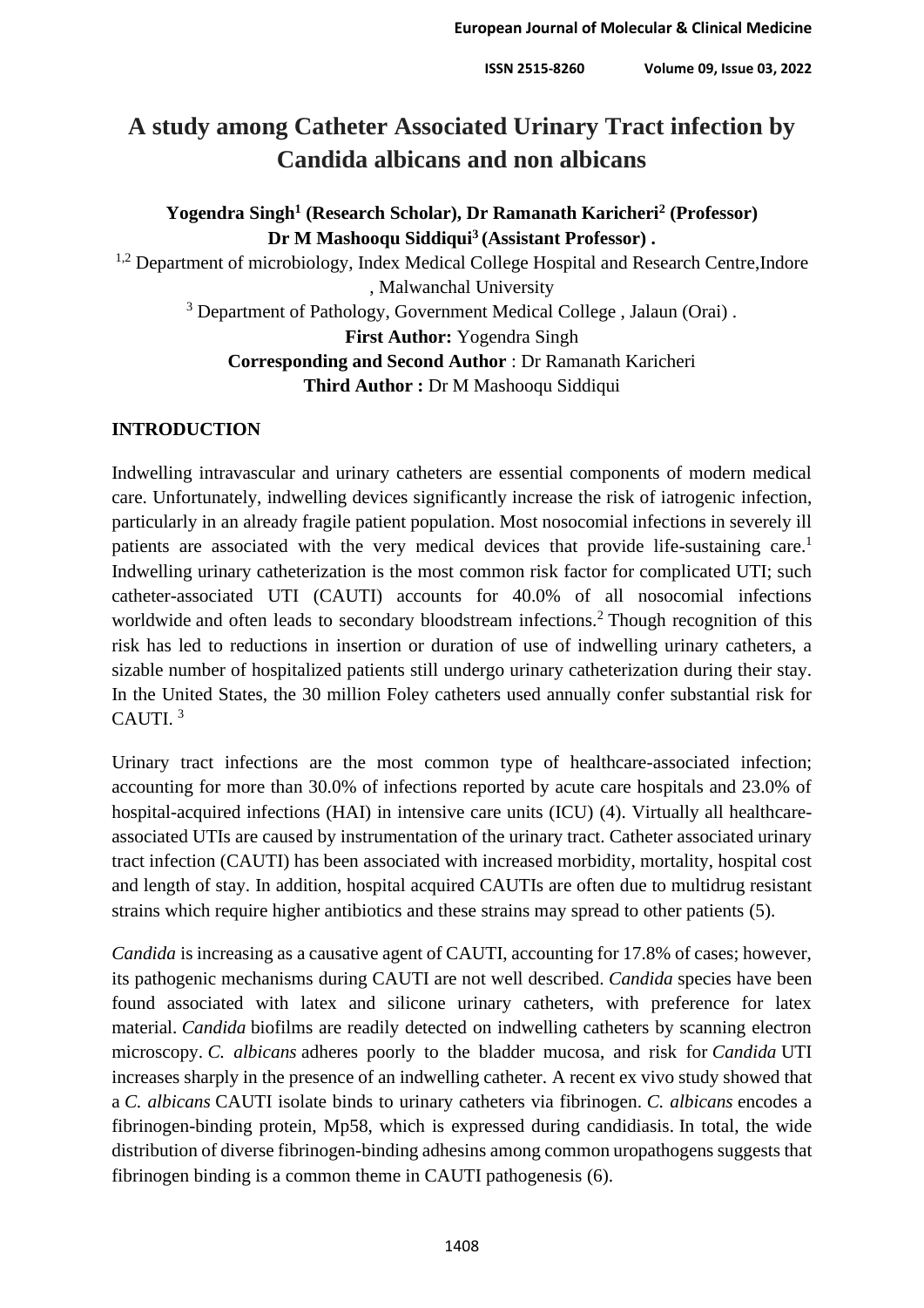# A study among Catheter Associated Urinary Tract infection by Candida albicans and non albicans

**Yogendra Singh[1] (Research Scholar), Dr Ramanath Karicheri[2] (Professor)**
**Dr M Mashooqu Siddiqui[3] (Assistant Professor) .**

[1,2] Department of microbiology, Index Medical College Hospital and Research Centre,Indore , Malwanchal University

[3] Department of Pathology, Government Medical College , Jalaun (Orai) .

**First Author:** Yogendra Singh

**Corresponding and Second Author** : Dr Ramanath Karicheri

**Third Author :** Dr M Mashooqu Siddiqui

## INTRODUCTION

Indwelling intravascular and urinary catheters are essential components of modern medical care. Unfortunately, indwelling devices significantly increase the risk of iatrogenic infection, particularly in an already fragile patient population. Most nosocomial infections in severely ill patients are associated with the very medical devices that provide life-sustaining care.[1] Indwelling urinary catheterization is the most common risk factor for complicated UTI; such catheter-associated UTI (CAUTI) accounts for 40.0% of all nosocomial infections worldwide and often leads to secondary bloodstream infections.[2] Though recognition of this risk has led to reductions in insertion or duration of use of indwelling urinary catheters, a sizable number of hospitalized patients still undergo urinary catheterization during their stay. In the United States, the 30 million Foley catheters used annually confer substantial risk for CAUTI. [3]

Urinary tract infections are the most common type of healthcare-associated infection; accounting for more than 30.0% of infections reported by acute care hospitals and 23.0% of hospital-acquired infections (HAI) in intensive care units (ICU) (4). Virtually all healthcare-associated UTIs are caused by instrumentation of the urinary tract. Catheter associated urinary tract infection (CAUTI) has been associated with increased morbidity, mortality, hospital cost and length of stay. In addition, hospital acquired CAUTIs are often due to multidrug resistant strains which require higher antibiotics and these strains may spread to other patients (5).

*Candida* is increasing as a causative agent of CAUTI, accounting for 17.8% of cases; however, its pathogenic mechanisms during CAUTI are not well described. *Candida* species have been found associated with latex and silicone urinary catheters, with preference for latex material. *Candida* biofilms are readily detected on indwelling catheters by scanning electron microscopy. *C. albicans* adheres poorly to the bladder mucosa, and risk for *Candida* UTI increases sharply in the presence of an indwelling catheter. A recent ex vivo study showed that a *C. albicans* CAUTI isolate binds to urinary catheters via fibrinogen. *C. albicans* encodes a fibrinogen-binding protein, Mp58, which is expressed during candidiasis. In total, the wide distribution of diverse fibrinogen-binding adhesins among common uropathogens suggests that fibrinogen binding is a common theme in CAUTI pathogenesis (6).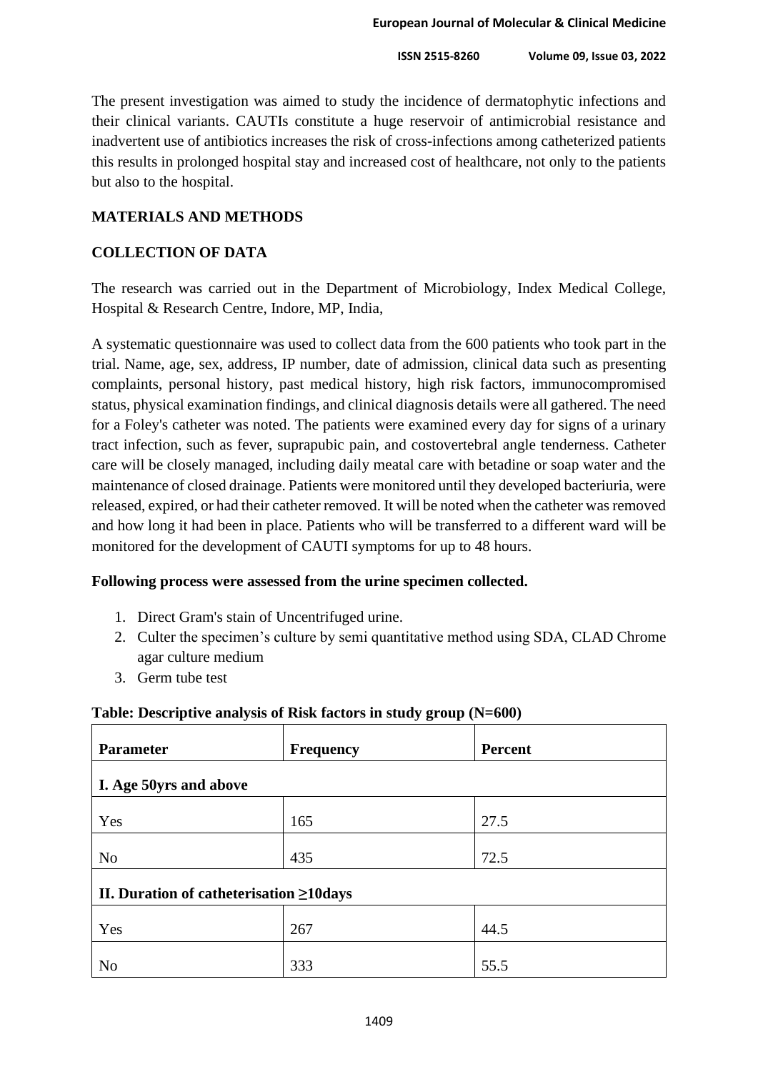The present investigation was aimed to study the incidence of dermatophytic infections and their clinical variants. CAUTIs constitute a huge reservoir of antimicrobial resistance and inadvertent use of antibiotics increases the risk of cross-infections among catheterized patients this results in prolonged hospital stay and increased cost of healthcare, not only to the patients but also to the hospital.

## MATERIALS AND METHODS

### COLLECTION OF DATA

The research was carried out in the Department of Microbiology, Index Medical College, Hospital & Research Centre, Indore, MP, India,

A systematic questionnaire was used to collect data from the 600 patients who took part in the trial. Name, age, sex, address, IP number, date of admission, clinical data such as presenting complaints, personal history, past medical history, high risk factors, immunocompromised status, physical examination findings, and clinical diagnosis details were all gathered. The need for a Foley's catheter was noted. The patients were examined every day for signs of a urinary tract infection, such as fever, suprapubic pain, and costovertebral angle tenderness. Catheter care will be closely managed, including daily meatal care with betadine or soap water and the maintenance of closed drainage. Patients were monitored until they developed bacteriuria, were released, expired, or had their catheter removed. It will be noted when the catheter was removed and how long it had been in place. Patients who will be transferred to a different ward will be monitored for the development of CAUTI symptoms for up to 48 hours.

**Following process were assessed from the urine specimen collected.**

1. Direct Gram's stain of Uncentrifuged urine.
2. Culter the specimen's culture by semi quantitative method using SDA, CLAD Chrome agar culture medium
3. Germ tube test

**Table: Descriptive analysis of Risk factors in study group (N=600)**

| Parameter | Frequency | Percent |
|---|---|---|
| **I. Age 50yrs and above** | | |
| Yes | 165 | 27.5 |
| No | 435 | 72.5 |
| **II. Duration of catheterisation ≥10days** | | |
| Yes | 267 | 44.5 |
| No | 333 | 55.5 |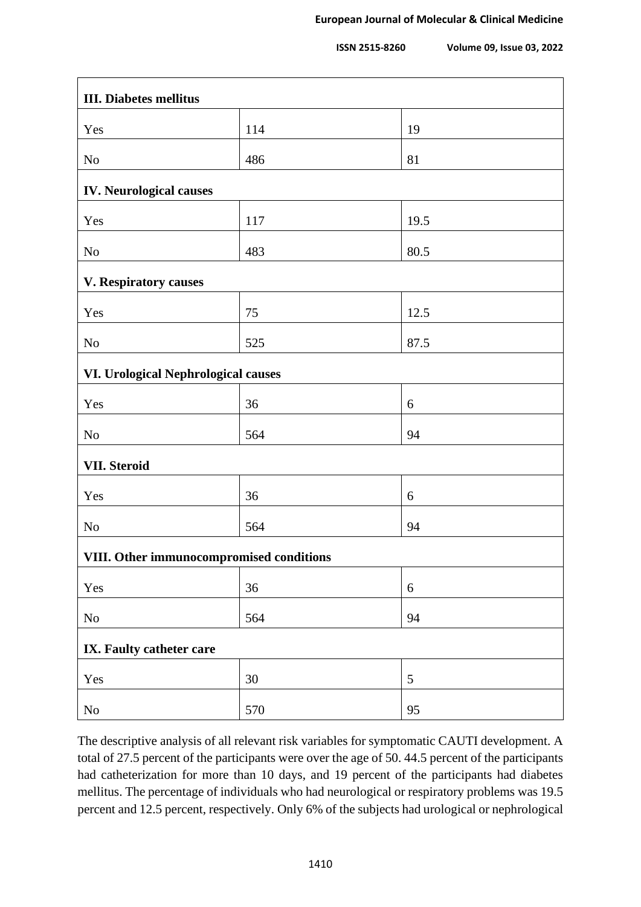| **III. Diabetes mellitus** | | |
|---|---|---|
| Yes | 114 | 19 |
| No | 486 | 81 |
| **IV. Neurological causes** | | |
| Yes | 117 | 19.5 |
| No | 483 | 80.5 |
| **V. Respiratory causes** | | |
| Yes | 75 | 12.5 |
| No | 525 | 87.5 |
| **VI. Urological Nephrological causes** | | |
| Yes | 36 | 6 |
| No | 564 | 94 |
| **VII. Steroid** | | |
| Yes | 36 | 6 |
| No | 564 | 94 |
| **VIII. Other immunocompromised conditions** | | |
| Yes | 36 | 6 |
| No | 564 | 94 |
| **IX. Faulty catheter care** | | |
| Yes | 30 | 5 |
| No | 570 | 95 |

The descriptive analysis of all relevant risk variables for symptomatic CAUTI development. A total of 27.5 percent of the participants were over the age of 50. 44.5 percent of the participants had catheterization for more than 10 days, and 19 percent of the participants had diabetes mellitus. The percentage of individuals who had neurological or respiratory problems was 19.5 percent and 12.5 percent, respectively. Only 6% of the subjects had urological or nephrological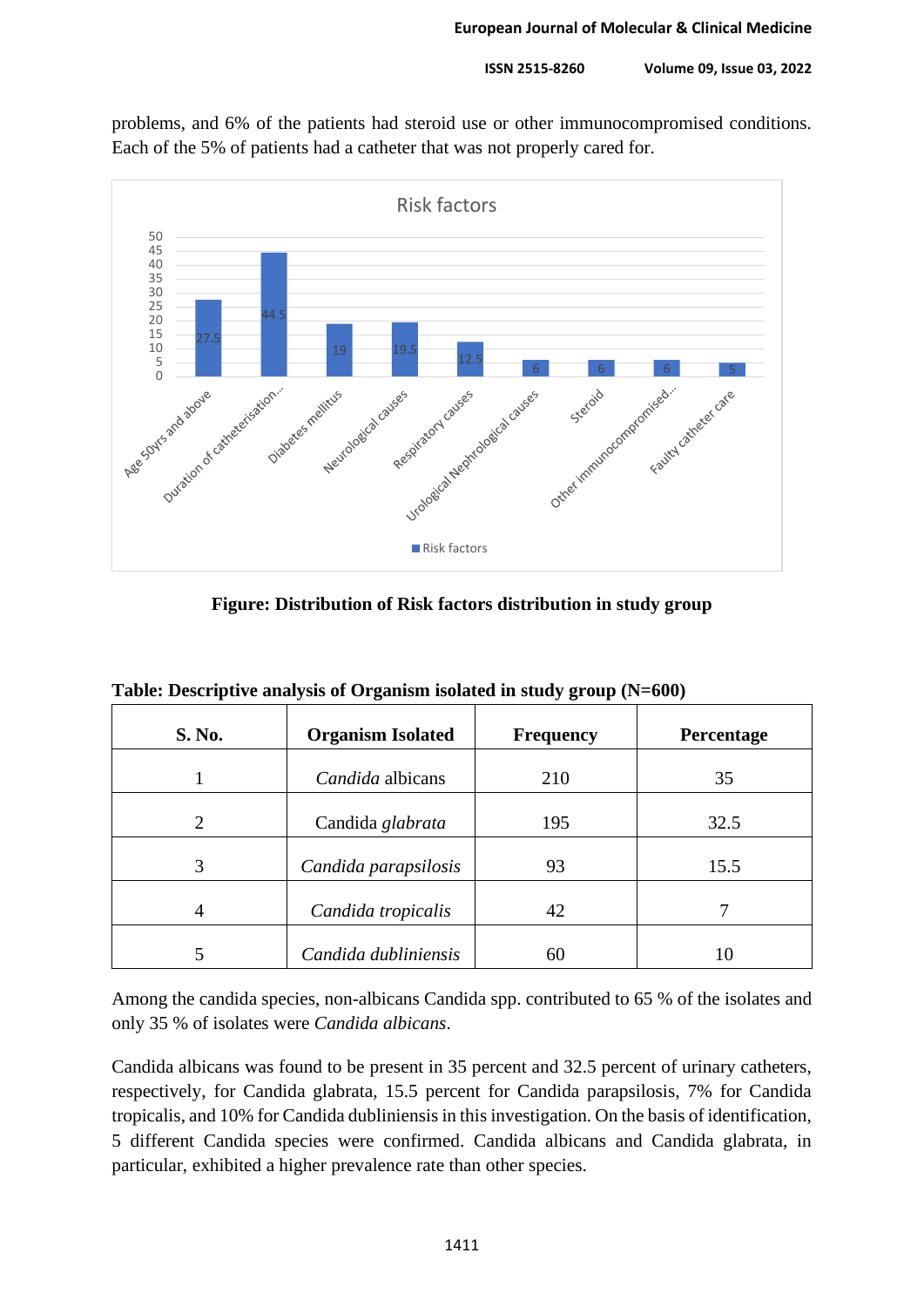problems, and 6% of the patients had steroid use or other immunocompromised conditions. Each of the 5% of patients had a catheter that was not properly cared for.

**Figure: Distribution of Risk factors distribution in study group**

**Table: Descriptive analysis of Organism isolated in study group (N=600)**

| S. No. | Organism Isolated | Frequency | Percentage |
|---|---|---|---|
| 1 | *Candida* albicans | 210 | 35 |
| 2 | Candida *glabrata* | 195 | 32.5 |
| 3 | *Candida parapsilosis* | 93 | 15.5 |
| 4 | *Candida tropicalis* | 42 | 7 |
| 5 | *Candida dubliniensis* | 60 | 10 |

Among the candida species, non-albicans Candida spp. contributed to 65 % of the isolates and only 35 % of isolates were *Candida albicans*.

Candida albicans was found to be present in 35 percent and 32.5 percent of urinary catheters, respectively, for Candida glabrata, 15.5 percent for Candida parapsilosis, 7% for Candida tropicalis, and 10% for Candida dubliniensis in this investigation. On the basis of identification, 5 different Candida species were confirmed. Candida albicans and Candida glabrata, in particular, exhibited a higher prevalence rate than other species.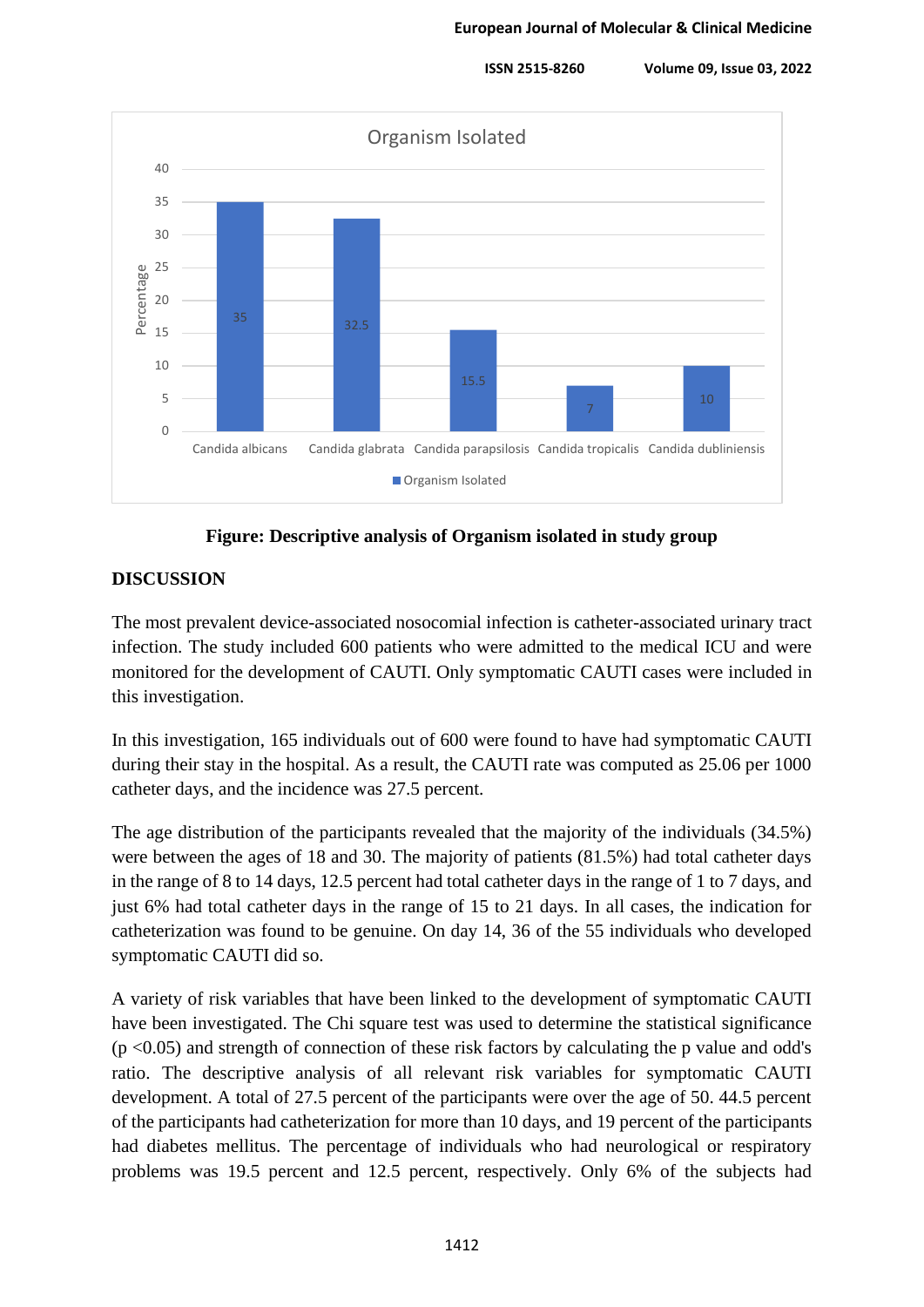**Figure: Descriptive analysis of Organism isolated in study group**

## DISCUSSION

The most prevalent device-associated nosocomial infection is catheter-associated urinary tract infection. The study included 600 patients who were admitted to the medical ICU and were monitored for the development of CAUTI. Only symptomatic CAUTI cases were included in this investigation.

In this investigation, 165 individuals out of 600 were found to have had symptomatic CAUTI during their stay in the hospital. As a result, the CAUTI rate was computed as 25.06 per 1000 catheter days, and the incidence was 27.5 percent.

The age distribution of the participants revealed that the majority of the individuals (34.5%) were between the ages of 18 and 30. The majority of patients (81.5%) had total catheter days in the range of 8 to 14 days, 12.5 percent had total catheter days in the range of 1 to 7 days, and just 6% had total catheter days in the range of 15 to 21 days. In all cases, the indication for catheterization was found to be genuine. On day 14, 36 of the 55 individuals who developed symptomatic CAUTI did so.

A variety of risk variables that have been linked to the development of symptomatic CAUTI have been investigated. The Chi square test was used to determine the statistical significance ($p < 0.05$) and strength of connection of these risk factors by calculating the p value and odd's ratio. The descriptive analysis of all relevant risk variables for symptomatic CAUTI development. A total of 27.5 percent of the participants were over the age of 50. 44.5 percent of the participants had catheterization for more than 10 days, and 19 percent of the participants had diabetes mellitus. The percentage of individuals who had neurological or respiratory problems was 19.5 percent and 12.5 percent, respectively. Only 6% of the subjects had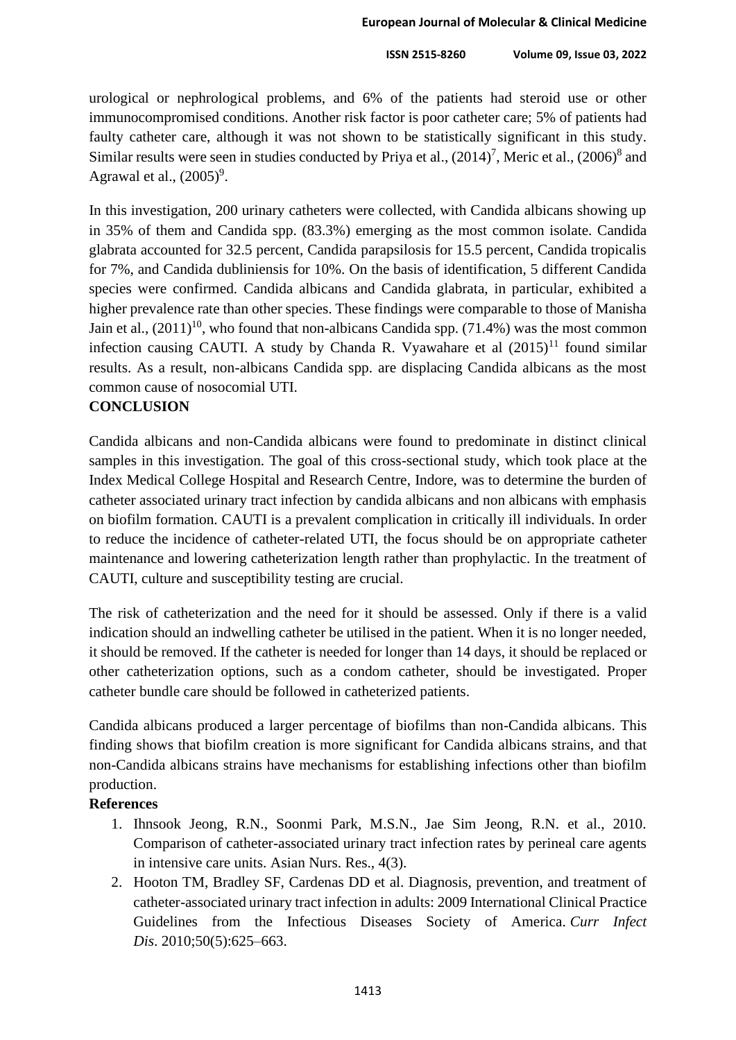urological or nephrological problems, and 6% of the patients had steroid use or other immunocompromised conditions. Another risk factor is poor catheter care; 5% of patients had faulty catheter care, although it was not shown to be statistically significant in this study. Similar results were seen in studies conducted by Priya et al., (2014)[7], Meric et al., (2006)[8] and Agrawal et al., (2005)[9].

In this investigation, 200 urinary catheters were collected, with Candida albicans showing up in 35% of them and Candida spp. (83.3%) emerging as the most common isolate. Candida glabrata accounted for 32.5 percent, Candida parapsilosis for 15.5 percent, Candida tropicalis for 7%, and Candida dubliniensis for 10%. On the basis of identification, 5 different Candida species were confirmed. Candida albicans and Candida glabrata, in particular, exhibited a higher prevalence rate than other species. These findings were comparable to those of Manisha Jain et al., (2011)[10], who found that non-albicans Candida spp. (71.4%) was the most common infection causing CAUTI. A study by Chanda R. Vyawahare et al (2015)[11] found similar results. As a result, non-albicans Candida spp. are displacing Candida albicans as the most common cause of nosocomial UTI.

## CONCLUSION

Candida albicans and non-Candida albicans were found to predominate in distinct clinical samples in this investigation. The goal of this cross-sectional study, which took place at the Index Medical College Hospital and Research Centre, Indore, was to determine the burden of catheter associated urinary tract infection by candida albicans and non albicans with emphasis on biofilm formation. CAUTI is a prevalent complication in critically ill individuals. In order to reduce the incidence of catheter-related UTI, the focus should be on appropriate catheter maintenance and lowering catheterization length rather than prophylactic. In the treatment of CAUTI, culture and susceptibility testing are crucial.

The risk of catheterization and the need for it should be assessed. Only if there is a valid indication should an indwelling catheter be utilised in the patient. When it is no longer needed, it should be removed. If the catheter is needed for longer than 14 days, it should be replaced or other catheterization options, such as a condom catheter, should be investigated. Proper catheter bundle care should be followed in catheterized patients.

Candida albicans produced a larger percentage of biofilms than non-Candida albicans. This finding shows that biofilm creation is more significant for Candida albicans strains, and that non-Candida albicans strains have mechanisms for establishing infections other than biofilm production.

## References

1. Ihnsook Jeong, R.N., Soonmi Park, M.S.N., Jae Sim Jeong, R.N. et al., 2010. Comparison of catheter-associated urinary tract infection rates by perineal care agents in intensive care units. Asian Nurs. Res., 4(3).
2. Hooton TM, Bradley SF, Cardenas DD et al. Diagnosis, prevention, and treatment of catheter-associated urinary tract infection in adults: 2009 International Clinical Practice Guidelines from the Infectious Diseases Society of America. *Curr Infect Dis*. 2010;50(5):625–663.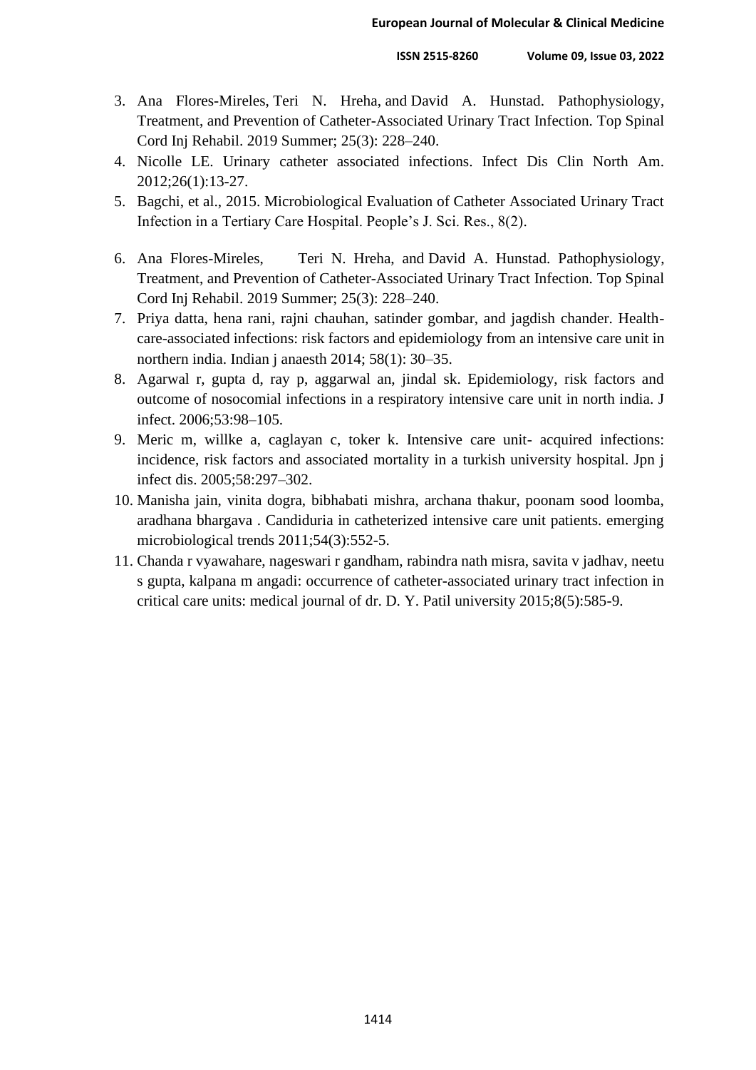3. Ana Flores-Mireles, Teri N. Hreha, and David A. Hunstad. Pathophysiology, Treatment, and Prevention of Catheter-Associated Urinary Tract Infection. Top Spinal Cord Inj Rehabil. 2019 Summer; 25(3): 228–240.
4. Nicolle LE. Urinary catheter associated infections. Infect Dis Clin North Am. 2012;26(1):13-27.
5. Bagchi, et al., 2015. Microbiological Evaluation of Catheter Associated Urinary Tract Infection in a Tertiary Care Hospital. People's J. Sci. Res., 8(2).
6. Ana Flores-Mireles, Teri N. Hreha, and David A. Hunstad. Pathophysiology, Treatment, and Prevention of Catheter-Associated Urinary Tract Infection. Top Spinal Cord Inj Rehabil. 2019 Summer; 25(3): 228–240.
7. Priya datta, hena rani, rajni chauhan, satinder gombar, and jagdish chander. Health-care-associated infections: risk factors and epidemiology from an intensive care unit in northern india. Indian j anaesth 2014; 58(1): 30–35.
8. Agarwal r, gupta d, ray p, aggarwal an, jindal sk. Epidemiology, risk factors and outcome of nosocomial infections in a respiratory intensive care unit in north india. J infect. 2006;53:98–105.
9. Meric m, willke a, caglayan c, toker k. Intensive care unit- acquired infections: incidence, risk factors and associated mortality in a turkish university hospital. Jpn j infect dis. 2005;58:297–302.
10. Manisha jain, vinita dogra, bibhabati mishra, archana thakur, poonam sood loomba, aradhana bhargava . Candiduria in catheterized intensive care unit patients. emerging microbiological trends 2011;54(3):552-5.
11. Chanda r vyawahare, nageswari r gandham, rabindra nath misra, savita v jadhav, neetu s gupta, kalpana m angadi: occurrence of catheter-associated urinary tract infection in critical care units: medical journal of dr. D. Y. Patil university 2015;8(5):585-9.